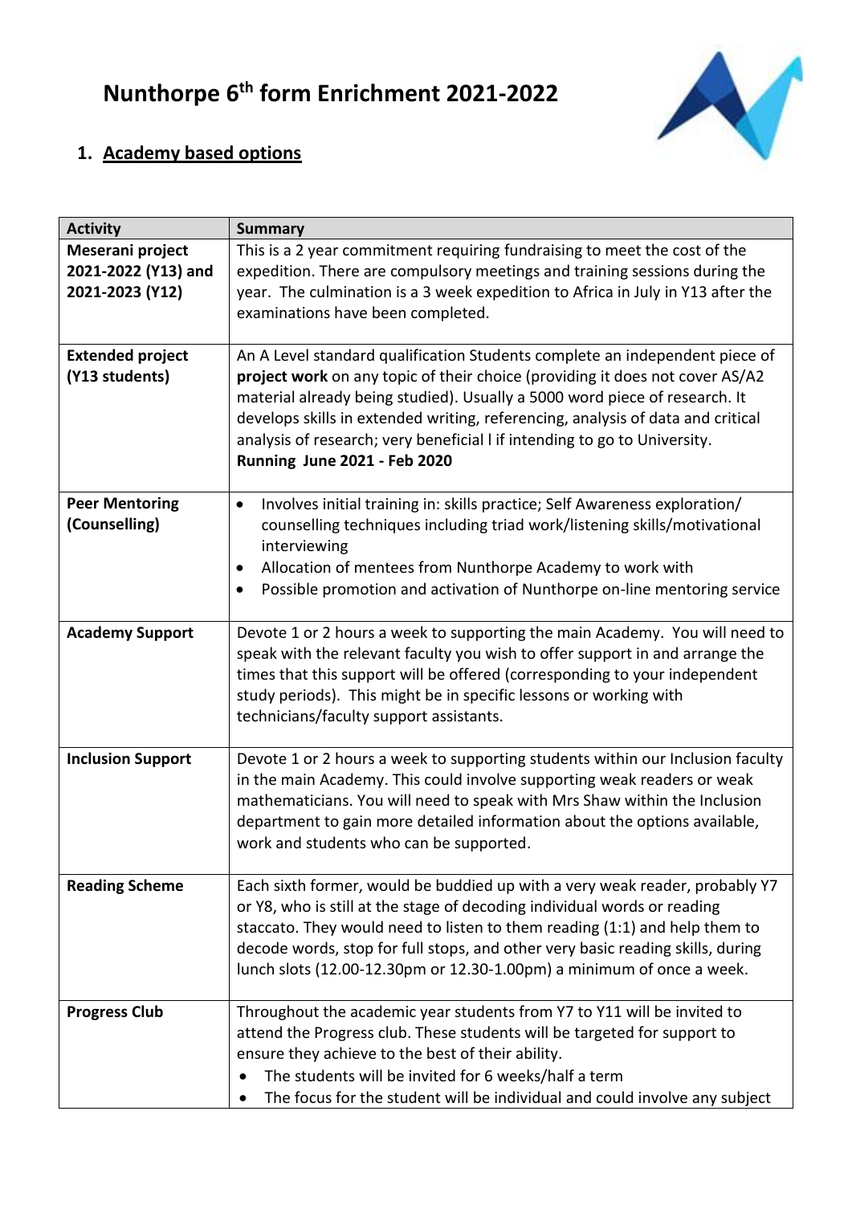# Nunthorpe 6th form Enrichment 2021-2022

## 1. Academy based options

| Activity | Summary |
|---|---|
| **Meserani project 2021-2022 (Y13) and 2021-2023 (Y12)** | This is a 2 year commitment requiring fundraising to meet the cost of the expedition. There are compulsory meetings and training sessions during the year. The culmination is a 3 week expedition to Africa in July in Y13 after the examinations have been completed. |
| **Extended project (Y13 students)** | An A Level standard qualification Students complete an independent piece of **project work** on any topic of their choice (providing it does not cover AS/A2 material already being studied). Usually a 5000 word piece of research. It develops skills in extended writing, referencing, analysis of data and critical analysis of research; very beneficial l if intending to go to University. **Running June 2021 - Feb 2020** |
| **Peer Mentoring (Counselling)** | • Involves initial training in: skills practice; Self Awareness exploration/ counselling techniques including triad work/listening skills/motivational interviewing<br>• Allocation of mentees from Nunthorpe Academy to work with<br>• Possible promotion and activation of Nunthorpe on-line mentoring service |
| **Academy Support** | Devote 1 or 2 hours a week to supporting the main Academy. You will need to speak with the relevant faculty you wish to offer support in and arrange the times that this support will be offered (corresponding to your independent study periods). This might be in specific lessons or working with technicians/faculty support assistants. |
| **Inclusion Support** | Devote 1 or 2 hours a week to supporting students within our Inclusion faculty in the main Academy. This could involve supporting weak readers or weak mathematicians. You will need to speak with Mrs Shaw within the Inclusion department to gain more detailed information about the options available, work and students who can be supported. |
| **Reading Scheme** | Each sixth former, would be buddied up with a very weak reader, probably Y7 or Y8, who is still at the stage of decoding individual words or reading staccato. They would need to listen to them reading (1:1) and help them to decode words, stop for full stops, and other very basic reading skills, during lunch slots (12.00-12.30pm or 12.30-1.00pm) a minimum of once a week. |
| **Progress Club** | Throughout the academic year students from Y7 to Y11 will be invited to attend the Progress club. These students will be targeted for support to ensure they achieve to the best of their ability.<br>• The students will be invited for 6 weeks/half a term<br>• The focus for the student will be individual and could involve any subject |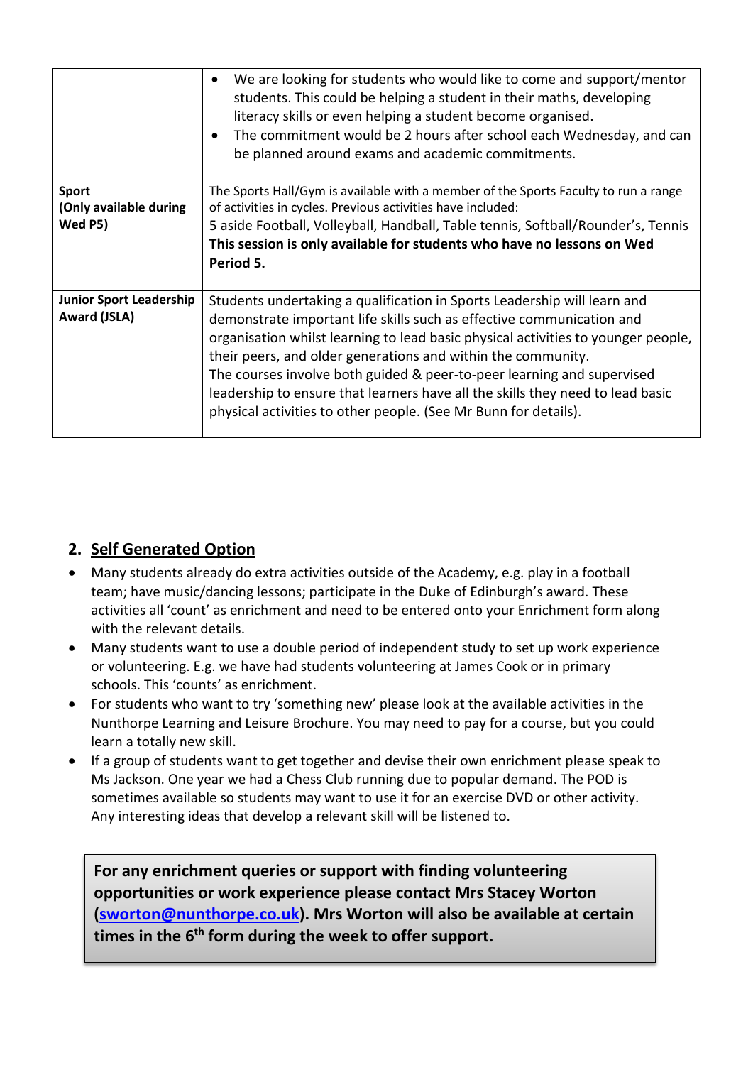| | |
|---|---|
| | • We are looking for students who would like to come and support/mentor students. This could be helping a student in their maths, developing literacy skills or even helping a student become organised.<br>• The commitment would be 2 hours after school each Wednesday, and can be planned around exams and academic commitments. |
| **Sport (Only available during Wed P5)** | The Sports Hall/Gym is available with a member of the Sports Faculty to run a range of activities in cycles. Previous activities have included:<br>5 aside Football, Volleyball, Handball, Table tennis, Softball/Rounder's, Tennis<br>**This session is only available for students who have no lessons on Wed Period 5.** |
| **Junior Sport Leadership Award (JSLA)** | Students undertaking a qualification in Sports Leadership will learn and demonstrate important life skills such as effective communication and organisation whilst learning to lead basic physical activities to younger people, their peers, and older generations and within the community.<br>The courses involve both guided & peer-to-peer learning and supervised leadership to ensure that learners have all the skills they need to lead basic physical activities to other people. (See Mr Bunn for details). |

## 2. Self Generated Option

- Many students already do extra activities outside of the Academy, e.g. play in a football team; have music/dancing lessons; participate in the Duke of Edinburgh's award. These activities all 'count' as enrichment and need to be entered onto your Enrichment form along with the relevant details.
- Many students want to use a double period of independent study to set up work experience or volunteering. E.g. we have had students volunteering at James Cook or in primary schools. This 'counts' as enrichment.
- For students who want to try 'something new' please look at the available activities in the Nunthorpe Learning and Leisure Brochure. You may need to pay for a course, but you could learn a totally new skill.
- If a group of students want to get together and devise their own enrichment please speak to Ms Jackson. One year we had a Chess Club running due to popular demand. The POD is sometimes available so students may want to use it for an exercise DVD or other activity. Any interesting ideas that develop a relevant skill will be listened to.

**For any enrichment queries or support with finding volunteering opportunities or work experience please contact Mrs Stacey Worton (sworton@nunthorpe.co.uk). Mrs Worton will also be available at certain times in the 6th form during the week to offer support.**